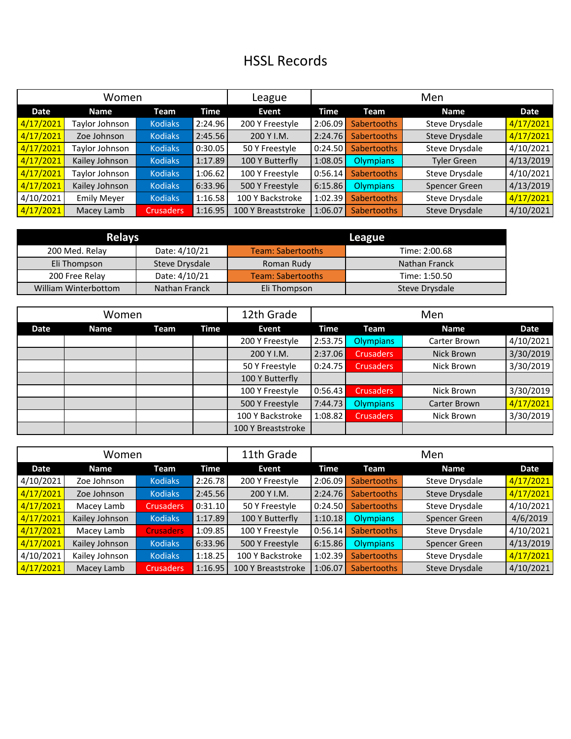# HSSL Records

| Women | | | | League | Men | | | |
|---|---|---|---|---|---|---|---|---|
| **Date** | **Name** | **Team** | **Time** | **Event** | **Time** | **Team** | **Name** | **Date** |
| 4/17/2021 | Taylor Johnson | Kodiaks | 2:24.96 | 200 Y Freestyle | 2:06.09 | Sabertooths | Steve Drysdale | 4/17/2021 |
| 4/17/2021 | Zoe Johnson | Kodiaks | 2:45.56 | 200 Y I.M. | 2:24.76 | Sabertooths | Steve Drysdale | 4/17/2021 |
| 4/17/2021 | Taylor Johnson | Kodiaks | 0:30.05 | 50 Y Freestyle | 0:24.50 | Sabertooths | Steve Drysdale | 4/10/2021 |
| 4/17/2021 | Kailey Johnson | Kodiaks | 1:17.89 | 100 Y Butterfly | 1:08.05 | Olympians | Tyler Green | 4/13/2019 |
| 4/17/2021 | Taylor Johnson | Kodiaks | 1:06.62 | 100 Y Freestyle | 0:56.14 | Sabertooths | Steve Drysdale | 4/10/2021 |
| 4/17/2021 | Kailey Johnson | Kodiaks | 6:33.96 | 500 Y Freestyle | 6:15.86 | Olympians | Spencer Green | 4/13/2019 |
| 4/10/2021 | Emily Meyer | Kodiaks | 1:16.58 | 100 Y Backstroke | 1:02.39 | Sabertooths | Steve Drysdale | 4/17/2021 |
| 4/17/2021 | Macey Lamb | Crusaders | 1:16.95 | 100 Y Breaststroke | 1:06.07 | Sabertooths | Steve Drysdale | 4/10/2021 |

| Relays | | League | |
|---|---|---|---|
| 200 Med. Relay | Date: 4/10/21 | Team: Sabertooths | Time: 2:00.68 |
| Eli Thompson | Steve Drysdale | Roman Rudy | Nathan Franck |
| 200 Free Relay | Date: 4/10/21 | Team: Sabertooths | Time: 1:50.50 |
| William Winterbottom | Nathan Franck | Eli Thompson | Steve Drysdale |

| Women | | | | 12th Grade | Men | | | |
|---|---|---|---|---|---|---|---|---|
| **Date** | **Name** | **Team** | **Time** | **Event** | **Time** | **Team** | **Name** | **Date** |
| | | | | 200 Y Freestyle | 2:53.75 | Olympians | Carter Brown | 4/10/2021 |
| | | | | 200 Y I.M. | 2:37.06 | Crusaders | Nick Brown | 3/30/2019 |
| | | | | 50 Y Freestyle | 0:24.75 | Crusaders | Nick Brown | 3/30/2019 |
| | | | | 100 Y Butterfly | | | | |
| | | | | 100 Y Freestyle | 0:56.43 | Crusaders | Nick Brown | 3/30/2019 |
| | | | | 500 Y Freestyle | 7:44.73 | Olympians | Carter Brown | 4/17/2021 |
| | | | | 100 Y Backstroke | 1:08.82 | Crusaders | Nick Brown | 3/30/2019 |
| | | | | 100 Y Breaststroke | | | | |

| Women | | | | 11th Grade | Men | | | |
|---|---|---|---|---|---|---|---|---|
| **Date** | **Name** | **Team** | **Time** | **Event** | **Time** | **Team** | **Name** | **Date** |
| 4/10/2021 | Zoe Johnson | Kodiaks | 2:26.78 | 200 Y Freestyle | 2:06.09 | Sabertooths | Steve Drysdale | 4/17/2021 |
| 4/17/2021 | Zoe Johnson | Kodiaks | 2:45.56 | 200 Y I.M. | 2:24.76 | Sabertooths | Steve Drysdale | 4/17/2021 |
| 4/17/2021 | Macey Lamb | Crusaders | 0:31.10 | 50 Y Freestyle | 0:24.50 | Sabertooths | Steve Drysdale | 4/10/2021 |
| 4/17/2021 | Kailey Johnson | Kodiaks | 1:17.89 | 100 Y Butterfly | 1:10.18 | Olympians | Spencer Green | 4/6/2019 |
| 4/17/2021 | Macey Lamb | Crusaders | 1:09.85 | 100 Y Freestyle | 0:56.14 | Sabertooths | Steve Drysdale | 4/10/2021 |
| 4/17/2021 | Kailey Johnson | Kodiaks | 6:33.96 | 500 Y Freestyle | 6:15.86 | Olympians | Spencer Green | 4/13/2019 |
| 4/10/2021 | Kailey Johnson | Kodiaks | 1:18.25 | 100 Y Backstroke | 1:02.39 | Sabertooths | Steve Drysdale | 4/17/2021 |
| 4/17/2021 | Macey Lamb | Crusaders | 1:16.95 | 100 Y Breaststroke | 1:06.07 | Sabertooths | Steve Drysdale | 4/10/2021 |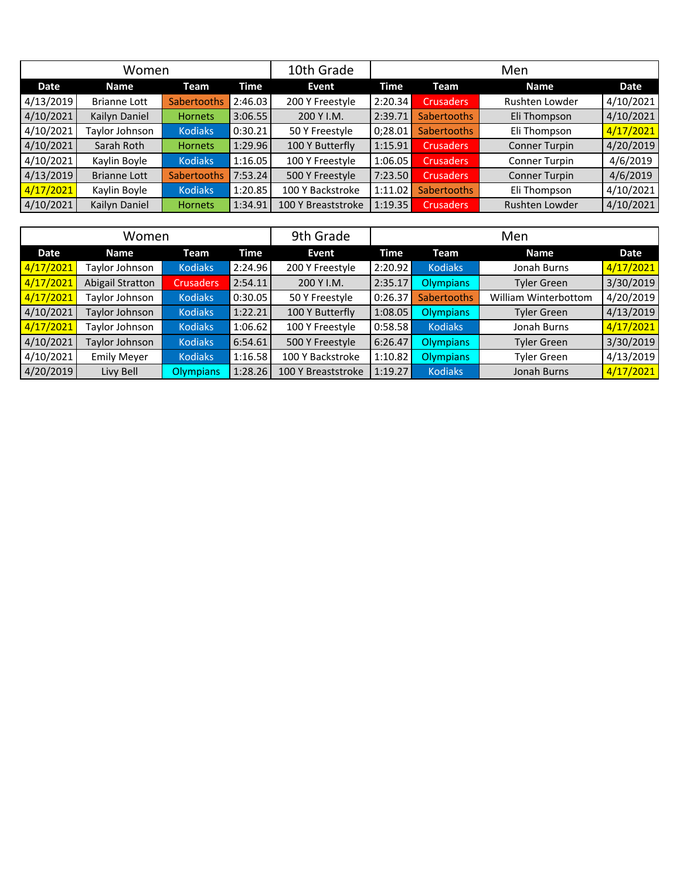| Women | | | | 10th Grade | Men | | | |
|---|---|---|---|---|---|---|---|---|
| **Date** | **Name** | **Team** | **Time** | **Event** | **Time** | **Team** | **Name** | **Date** |
| 4/13/2019 | Brianne Lott | Sabertooths | 2:46.03 | 200 Y Freestyle | 2:20.34 | Crusaders | Rushten Lowder | 4/10/2021 |
| 4/10/2021 | Kailyn Daniel | Hornets | 3:06.55 | 200 Y I.M. | 2:39.71 | Sabertooths | Eli Thompson | 4/10/2021 |
| 4/10/2021 | Taylor Johnson | Kodiaks | 0:30.21 | 50 Y Freestyle | 0;28.01 | Sabertooths | Eli Thompson | 4/17/2021 |
| 4/10/2021 | Sarah Roth | Hornets | 1:29.96 | 100 Y Butterfly | 1:15.91 | Crusaders | Conner Turpin | 4/20/2019 |
| 4/10/2021 | Kaylin Boyle | Kodiaks | 1:16.05 | 100 Y Freestyle | 1:06.05 | Crusaders | Conner Turpin | 4/6/2019 |
| 4/13/2019 | Brianne Lott | Sabertooths | 7:53.24 | 500 Y Freestyle | 7:23.50 | Crusaders | Conner Turpin | 4/6/2019 |
| 4/17/2021 | Kaylin Boyle | Kodiaks | 1:20.85 | 100 Y Backstroke | 1:11.02 | Sabertooths | Eli Thompson | 4/10/2021 |
| 4/10/2021 | Kailyn Daniel | Hornets | 1:34.91 | 100 Y Breaststroke | 1:19.35 | Crusaders | Rushten Lowder | 4/10/2021 |

| Women | | | | 9th Grade | Men | | | |
|---|---|---|---|---|---|---|---|---|
| **Date** | **Name** | **Team** | **Time** | **Event** | **Time** | **Team** | **Name** | **Date** |
| 4/17/2021 | Taylor Johnson | Kodiaks | 2:24.96 | 200 Y Freestyle | 2:20.92 | Kodiaks | Jonah Burns | 4/17/2021 |
| 4/17/2021 | Abigail Stratton | Crusaders | 2:54.11 | 200 Y I.M. | 2:35.17 | Olympians | Tyler Green | 3/30/2019 |
| 4/17/2021 | Taylor Johnson | Kodiaks | 0:30.05 | 50 Y Freestyle | 0:26.37 | Sabertooths | William Winterbottom | 4/20/2019 |
| 4/10/2021 | Taylor Johnson | Kodiaks | 1:22.21 | 100 Y Butterfly | 1:08.05 | Olympians | Tyler Green | 4/13/2019 |
| 4/17/2021 | Taylor Johnson | Kodiaks | 1:06.62 | 100 Y Freestyle | 0:58.58 | Kodiaks | Jonah Burns | 4/17/2021 |
| 4/10/2021 | Taylor Johnson | Kodiaks | 6:54.61 | 500 Y Freestyle | 6:26.47 | Olympians | Tyler Green | 3/30/2019 |
| 4/10/2021 | Emily Meyer | Kodiaks | 1:16.58 | 100 Y Backstroke | 1:10.82 | Olympians | Tyler Green | 4/13/2019 |
| 4/20/2019 | Livy Bell | Olympians | 1:28.26 | 100 Y Breaststroke | 1:19.27 | Kodiaks | Jonah Burns | 4/17/2021 |